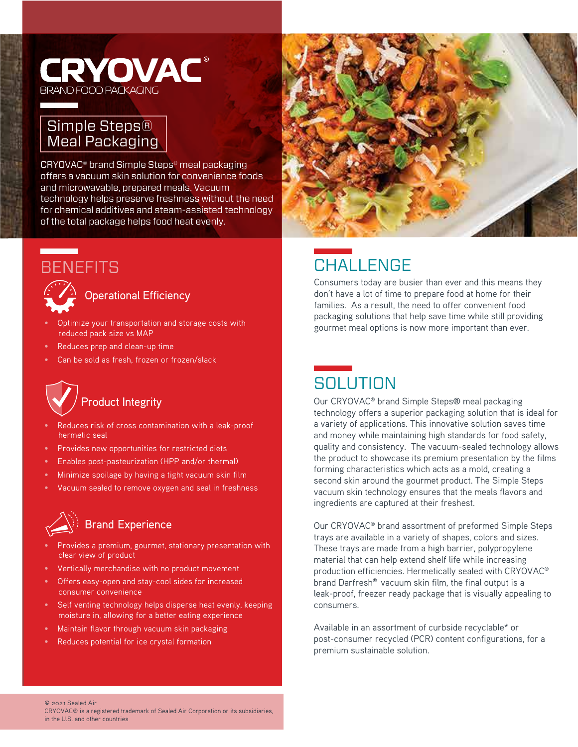# CRYOVAC®

BRAND FOOD PACKAGING

## Simple Steps® Meal Packaging

CRYOVAC® brand Simple Steps® meal packaging offers a vacuum skin solution for convenience foods and microwavable, prepared meals. Vacuum technology helps preserve freshness without the need for chemical additives and steam-assisted technology of the total package helps food heat evenly.

## BENEFITS

### Operational Efficiency

- Optimize your transportation and storage costs with reduced pack size vs MAP
- Reduces prep and clean-up time
- Can be sold as fresh, frozen or frozen/slack

### Product Integrity

- Reduces risk of cross contamination with a leak-proof hermetic seal
- Provides new opportunities for restricted diets
- Enables post-pasteurization (HPP and/or thermal)
- Minimize spoilage by having a tight vacuum skin film
- Vacuum sealed to remove oxygen and seal in freshness

### Brand Experience

- Provides a premium, gourmet, stationary presentation with clear view of product
- Vertically merchandise with no product movement
- Offers easy-open and stay-cool sides for increased consumer convenience
- Self venting technology helps disperse heat evenly, keeping moisture in, allowing for a better eating experience
- Maintain flavor through vacuum skin packaging
- Reduces potential for ice crystal formation

## CHALLENGE

Consumers today are busier than ever and this means they don't have a lot of time to prepare food at home for their families. As a result, the need to offer convenient food packaging solutions that help save time while still providing gourmet meal options is now more important than ever.

## SOLUTION

Our CRYOVAC® brand Simple Steps® meal packaging technology offers a superior packaging solution that is ideal for a variety of applications. This innovative solution saves time and money while maintaining high standards for food safety, quality and consistency. The vacuum-sealed technology allows the product to showcase its premium presentation by the films forming characteristics which acts as a mold, creating a second skin around the gourmet product. The Simple Steps vacuum skin technology ensures that the meals flavors and ingredients are captured at their freshest.

Our CRYOVAC® brand assortment of preformed Simple Steps trays are available in a variety of shapes, colors and sizes. These trays are made from a high barrier, polypropylene material that can help extend shelf life while increasing production efficiencies. Hermetically sealed with CRYOVAC® brand Darfresh® vacuum skin film, the final output is a leak-proof, freezer ready package that is visually appealing to consumers.

Available in an assortment of curbside recyclable* or post-consumer recycled (PCR) content configurations, for a premium sustainable solution.

© 2021 Sealed Air
CRYOVAC® is a registered trademark of Sealed Air Corporation or its subsidiaries, in the U.S. and other countries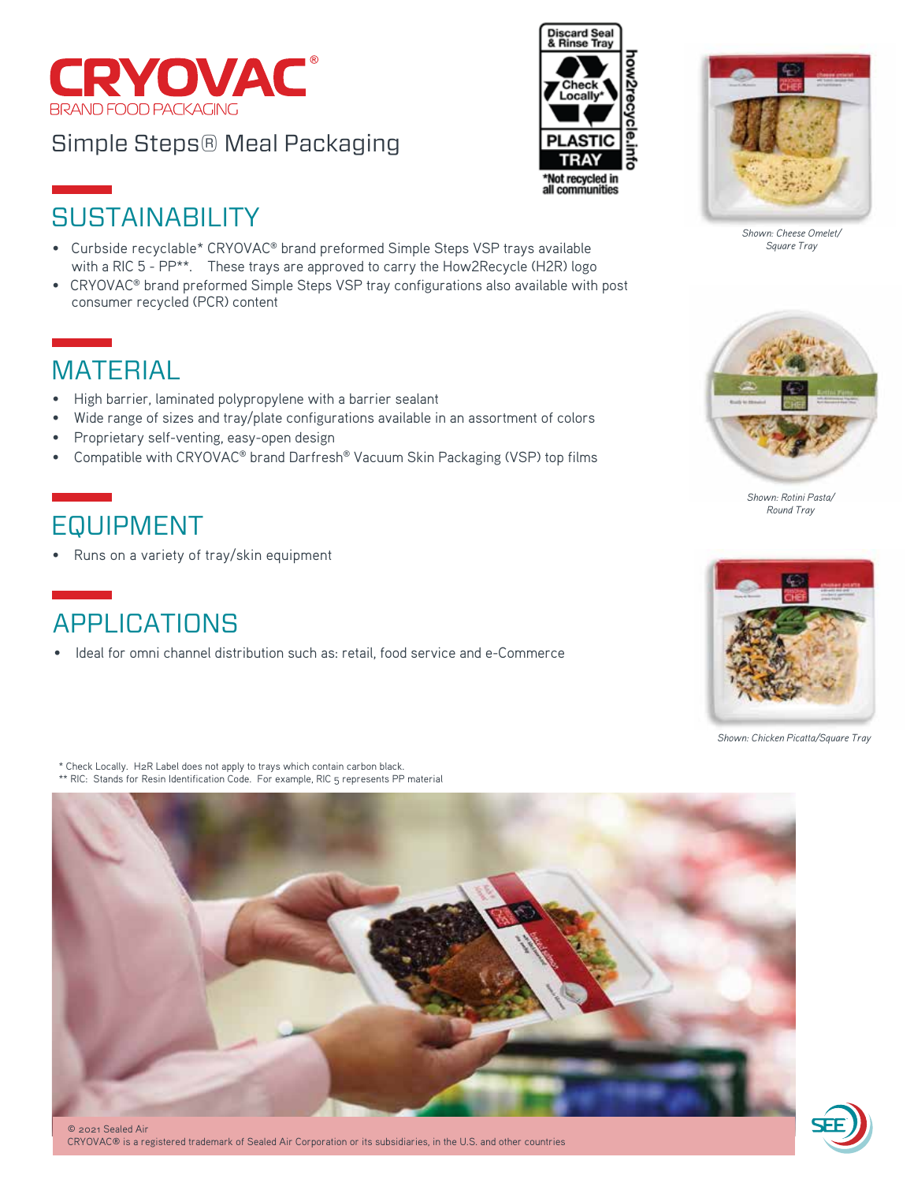# CRYOVAC®

BRAND FOOD PACKAGING

Simple Steps® Meal Packaging

Discard Seal & Rinse Tray

Check Locally*

PLASTIC TRAY

how2recycle.info

*Not recycled in all communities

## SUSTAINABILITY

- Curbside recyclable* CRYOVAC® brand preformed Simple Steps VSP trays available with a RIC 5 - PP**. These trays are approved to carry the How2Recycle (H2R) logo
- CRYOVAC® brand preformed Simple Steps VSP tray configurations also available with post consumer recycled (PCR) content

## MATERIAL

- High barrier, laminated polypropylene with a barrier sealant
- Wide range of sizes and tray/plate configurations available in an assortment of colors
- Proprietary self-venting, easy-open design
- Compatible with CRYOVAC® brand Darfresh® Vacuum Skin Packaging (VSP) top films

## EQUIPMENT

- Runs on a variety of tray/skin equipment

## APPLICATIONS

- Ideal for omni channel distribution such as: retail, food service and e-Commerce

*Shown: Cheese Omelet/ Square Tray*

*Shown: Rotini Pasta/ Round Tray*

*Shown: Chicken Picatta/Square Tray*

\* Check Locally. H2R Label does not apply to trays which contain carbon black.
** RIC: Stands for Resin Identification Code. For example, RIC 5 represents PP material

© 2021 Sealed Air
CRYOVAC® is a registered trademark of Sealed Air Corporation or its subsidiaries, in the U.S. and other countries